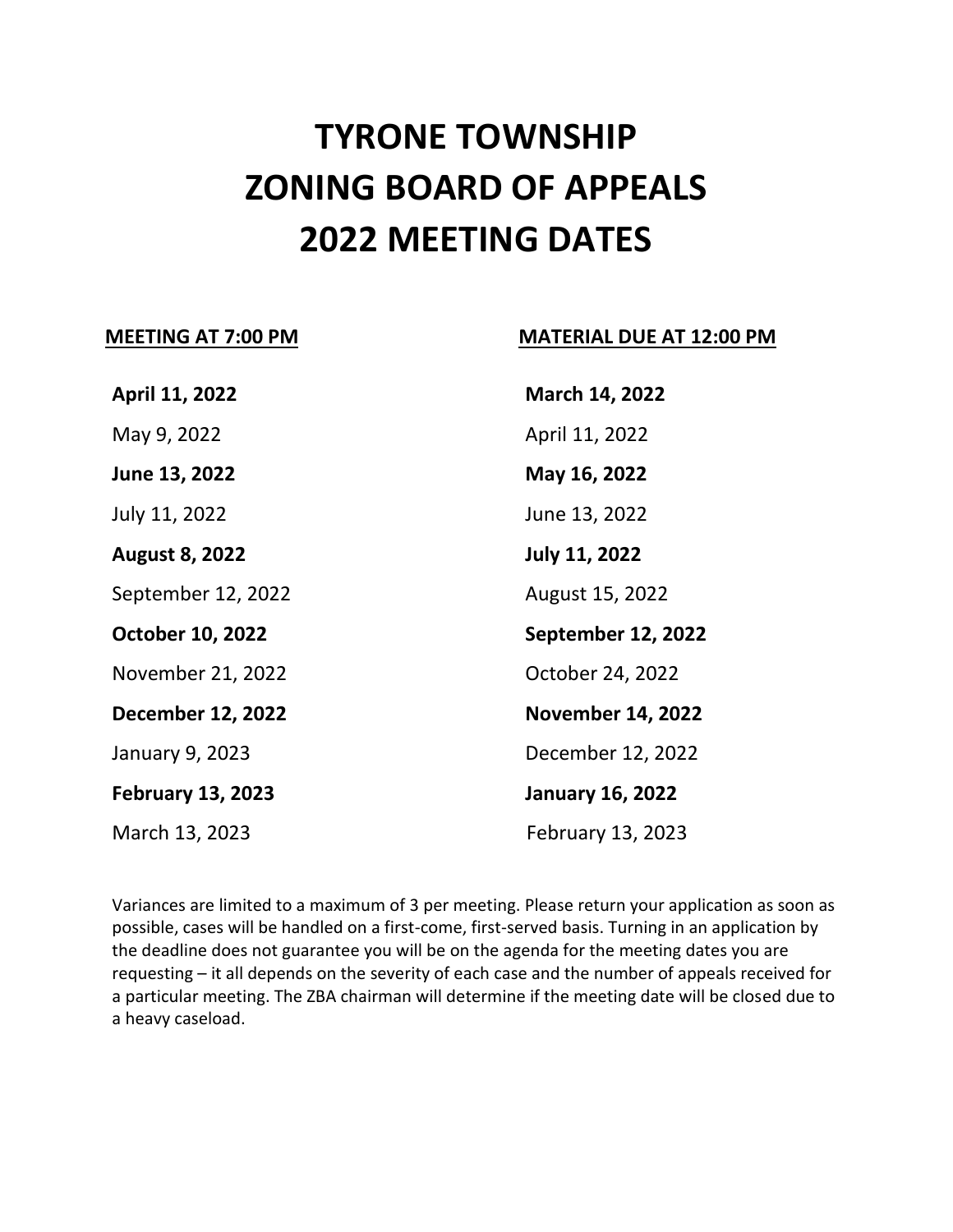# TYRONE TOWNSHIP
# ZONING BOARD OF APPEALS
# 2022 MEETING DATES

| MEETING AT 7:00 PM | MATERIAL DUE AT 12:00 PM |
| --- | --- |
| **April 11, 2022** | **March 14, 2022** |
| May 9, 2022 | April 11, 2022 |
| **June 13, 2022** | **May 16, 2022** |
| July 11, 2022 | June 13, 2022 |
| **August 8, 2022** | **July 11, 2022** |
| September 12, 2022 | August 15, 2022 |
| **October 10, 2022** | **September 12, 2022** |
| November 21, 2022 | October 24, 2022 |
| **December 12, 2022** | **November 14, 2022** |
| January 9, 2023 | December 12, 2022 |
| **February 13, 2023** | **January 16, 2022** |
| March 13, 2023 | February 13, 2023 |

Variances are limited to a maximum of 3 per meeting. Please return your application as soon as possible, cases will be handled on a first-come, first-served basis. Turning in an application by the deadline does not guarantee you will be on the agenda for the meeting dates you are requesting – it all depends on the severity of each case and the number of appeals received for a particular meeting. The ZBA chairman will determine if the meeting date will be closed due to a heavy caseload.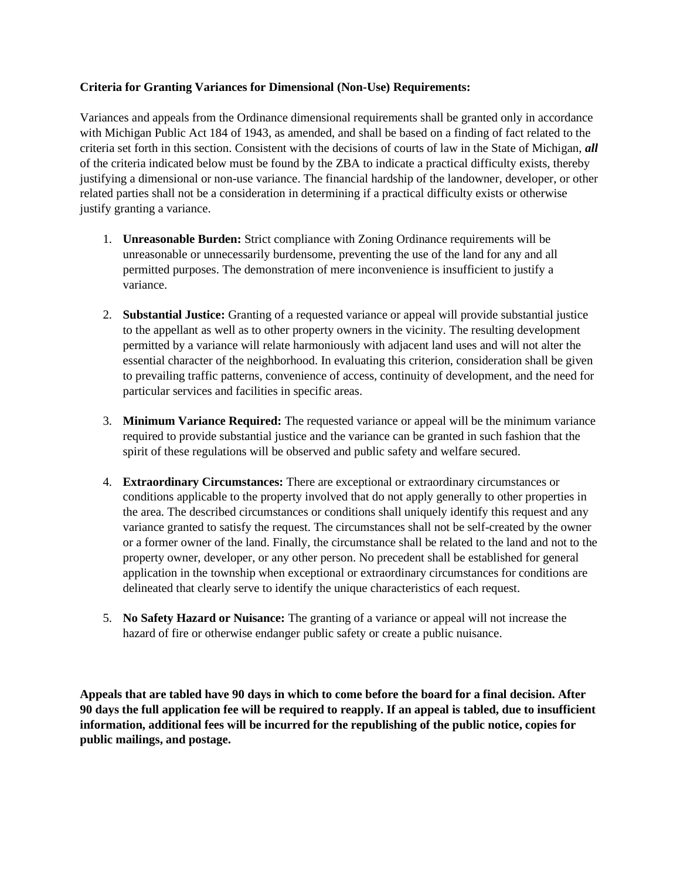**Criteria for Granting Variances for Dimensional (Non-Use) Requirements:**

Variances and appeals from the Ordinance dimensional requirements shall be granted only in accordance with Michigan Public Act 184 of 1943, as amended, and shall be based on a finding of fact related to the criteria set forth in this section. Consistent with the decisions of courts of law in the State of Michigan, ***all*** of the criteria indicated below must be found by the ZBA to indicate a practical difficulty exists, thereby justifying a dimensional or non-use variance. The financial hardship of the landowner, developer, or other related parties shall not be a consideration in determining if a practical difficulty exists or otherwise justify granting a variance.

1. **Unreasonable Burden:** Strict compliance with Zoning Ordinance requirements will be unreasonable or unnecessarily burdensome, preventing the use of the land for any and all permitted purposes. The demonstration of mere inconvenience is insufficient to justify a variance.

2. **Substantial Justice:** Granting of a requested variance or appeal will provide substantial justice to the appellant as well as to other property owners in the vicinity. The resulting development permitted by a variance will relate harmoniously with adjacent land uses and will not alter the essential character of the neighborhood. In evaluating this criterion, consideration shall be given to prevailing traffic patterns, convenience of access, continuity of development, and the need for particular services and facilities in specific areas.

3. **Minimum Variance Required:** The requested variance or appeal will be the minimum variance required to provide substantial justice and the variance can be granted in such fashion that the spirit of these regulations will be observed and public safety and welfare secured.

4. **Extraordinary Circumstances:** There are exceptional or extraordinary circumstances or conditions applicable to the property involved that do not apply generally to other properties in the area. The described circumstances or conditions shall uniquely identify this request and any variance granted to satisfy the request. The circumstances shall not be self-created by the owner or a former owner of the land. Finally, the circumstance shall be related to the land and not to the property owner, developer, or any other person. No precedent shall be established for general application in the township when exceptional or extraordinary circumstances for conditions are delineated that clearly serve to identify the unique characteristics of each request.

5. **No Safety Hazard or Nuisance:** The granting of a variance or appeal will not increase the hazard of fire or otherwise endanger public safety or create a public nuisance.

**Appeals that are tabled have 90 days in which to come before the board for a final decision. After 90 days the full application fee will be required to reapply. If an appeal is tabled, due to insufficient information, additional fees will be incurred for the republishing of the public notice, copies for public mailings, and postage.**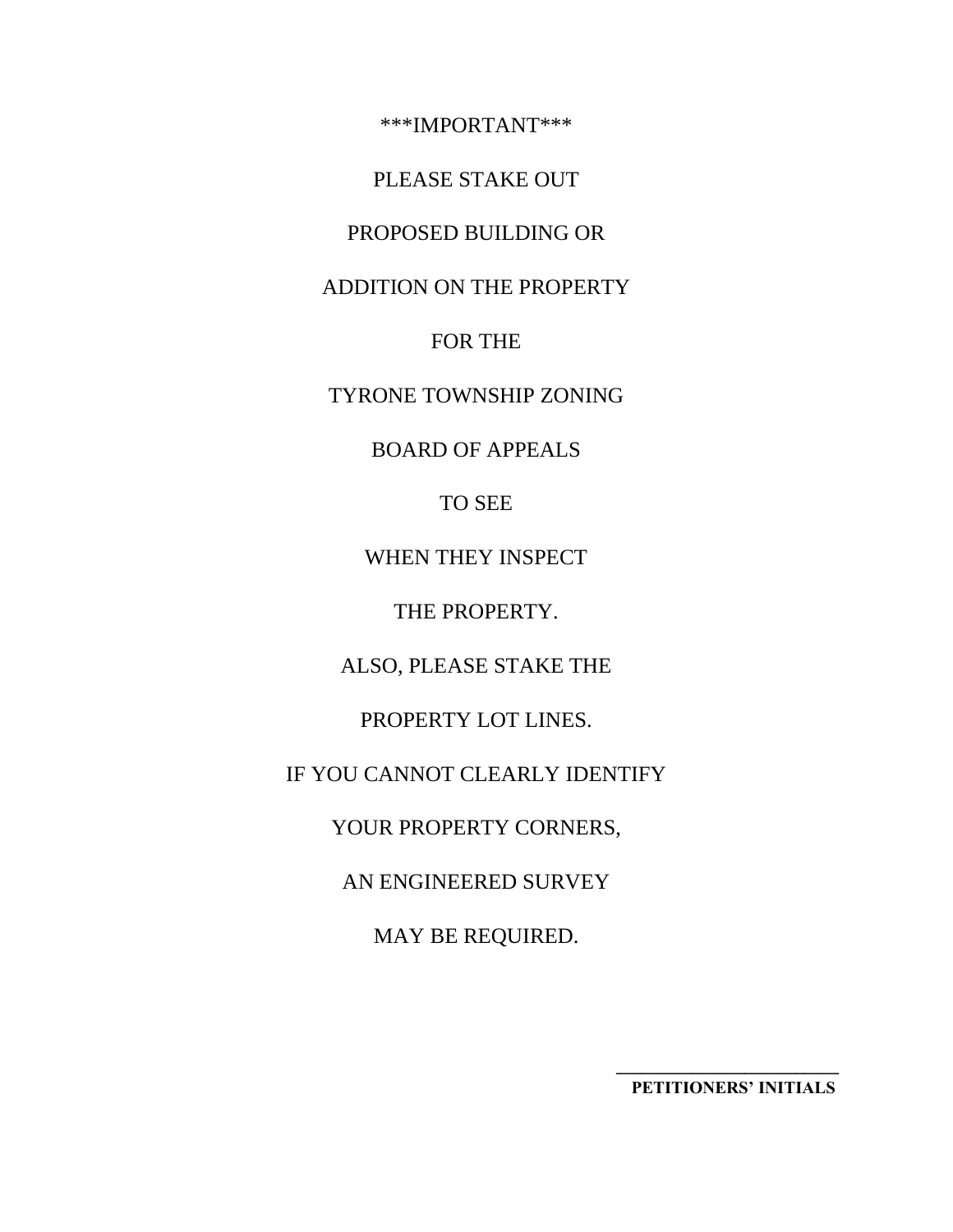\*\*\*IMPORTANT\*\*\*

PLEASE STAKE OUT

PROPOSED BUILDING OR

ADDITION ON THE PROPERTY

FOR THE

TYRONE TOWNSHIP ZONING

BOARD OF APPEALS

TO SEE

WHEN THEY INSPECT

THE PROPERTY.

ALSO, PLEASE STAKE THE

PROPERTY LOT LINES.

IF YOU CANNOT CLEARLY IDENTIFY

YOUR PROPERTY CORNERS,

AN ENGINEERED SURVEY

MAY BE REQUIRED.

\_\_\_\_\_\_\_\_\_\_\_\_\_\_\_\_\_\_\_\_\_\_\_\_

**PETITIONERS' INITIALS**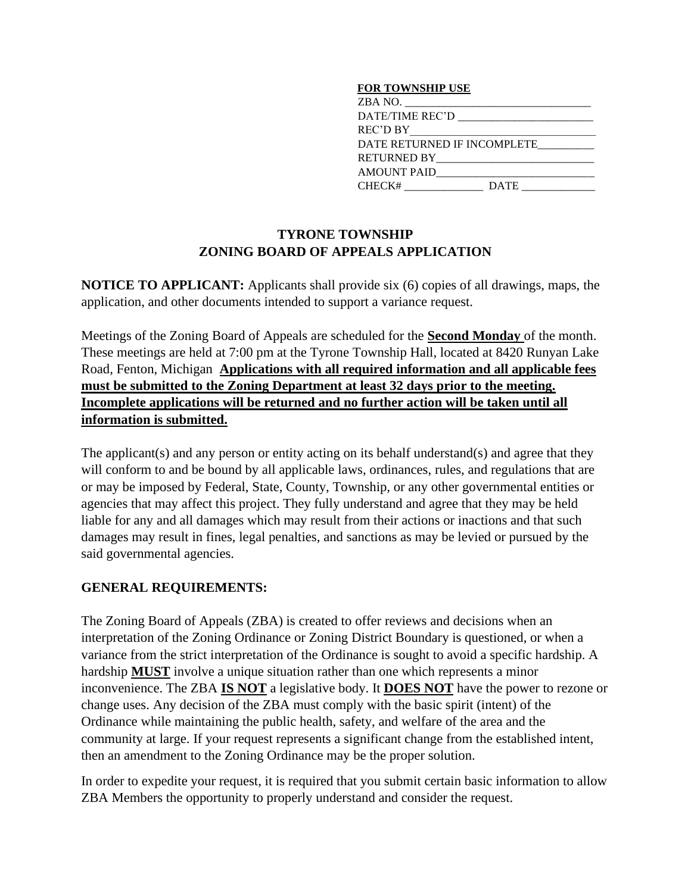**FOR TOWNSHIP USE**

ZBA NO. ________________________________

DATE/TIME REC'D ________________________

REC'D BY_________________________________

DATE RETURNED IF INCOMPLETE__________

RETURNED BY____________________________

AMOUNT PAID____________________________

CHECK# ______________ DATE _____________

# TYRONE TOWNSHIP
# ZONING BOARD OF APPEALS APPLICATION

**NOTICE TO APPLICANT:** Applicants shall provide six (6) copies of all drawings, maps, the application, and other documents intended to support a variance request.

Meetings of the Zoning Board of Appeals are scheduled for the **Second Monday** of the month. These meetings are held at 7:00 pm at the Tyrone Township Hall, located at 8420 Runyan Lake Road, Fenton, Michigan **Applications with all required information and all applicable fees must be submitted to the Zoning Department at least 32 days prior to the meeting. Incomplete applications will be returned and no further action will be taken until all information is submitted.**

The applicant(s) and any person or entity acting on its behalf understand(s) and agree that they will conform to and be bound by all applicable laws, ordinances, rules, and regulations that are or may be imposed by Federal, State, County, Township, or any other governmental entities or agencies that may affect this project. They fully understand and agree that they may be held liable for any and all damages which may result from their actions or inactions and that such damages may result in fines, legal penalties, and sanctions as may be levied or pursued by the said governmental agencies.

## GENERAL REQUIREMENTS:

The Zoning Board of Appeals (ZBA) is created to offer reviews and decisions when an interpretation of the Zoning Ordinance or Zoning District Boundary is questioned, or when a variance from the strict interpretation of the Ordinance is sought to avoid a specific hardship. A hardship **MUST** involve a unique situation rather than one which represents a minor inconvenience. The ZBA **IS NOT** a legislative body. It **DOES NOT** have the power to rezone or change uses. Any decision of the ZBA must comply with the basic spirit (intent) of the Ordinance while maintaining the public health, safety, and welfare of the area and the community at large. If your request represents a significant change from the established intent, then an amendment to the Zoning Ordinance may be the proper solution.

In order to expedite your request, it is required that you submit certain basic information to allow ZBA Members the opportunity to properly understand and consider the request.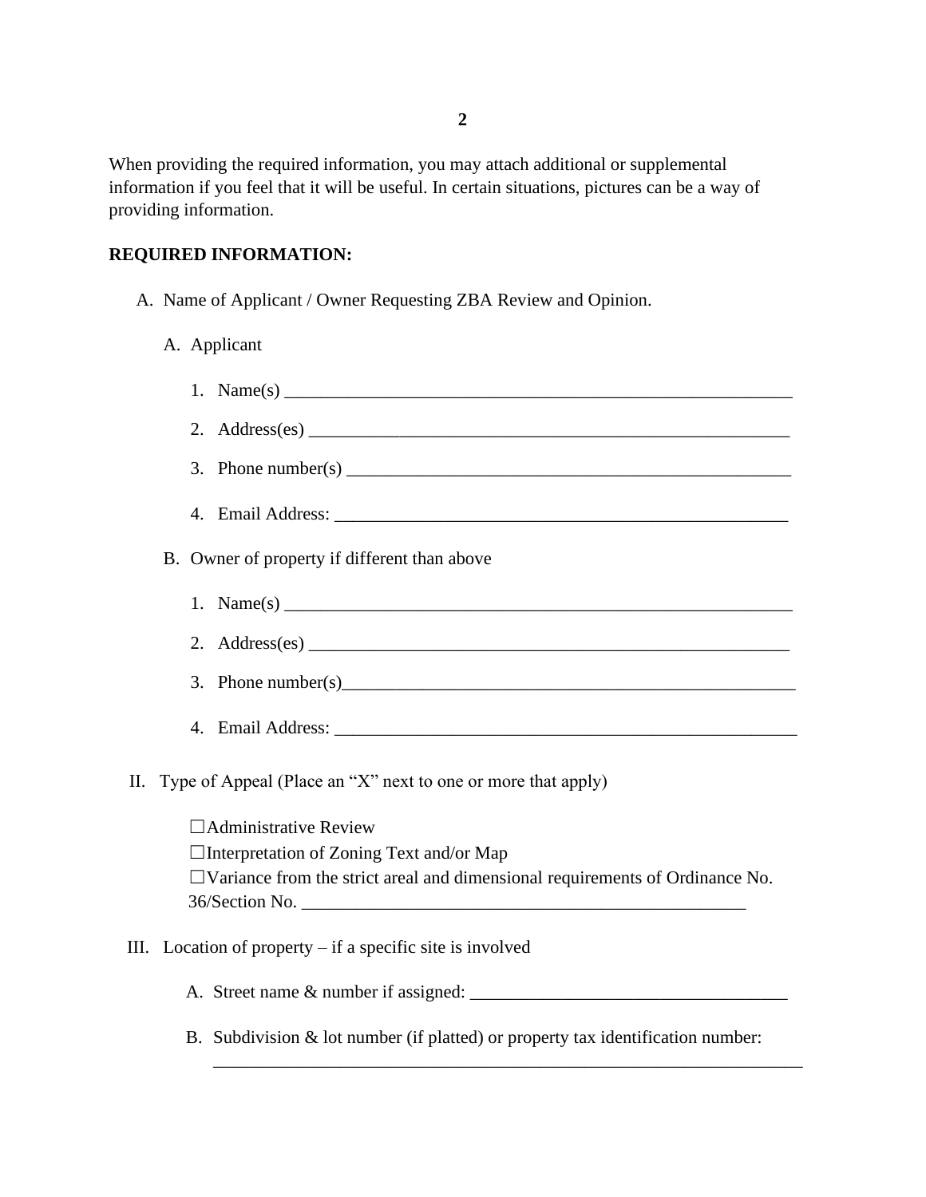When providing the required information, you may attach additional or supplemental information if you feel that it will be useful. In certain situations, pictures can be a way of providing information.

**REQUIRED INFORMATION:**

A. Name of Applicant / Owner Requesting ZBA Review and Opinion.

   A. Applicant

      1. Name(s) ___________________________________________________________

      2. Address(es) ________________________________________________________

      3. Phone number(s) ____________________________________________________

      4. Email Address: _____________________________________________________

   B. Owner of property if different than above

      1. Name(s) ___________________________________________________________

      2. Address(es) ________________________________________________________

      3. Phone number(s)_____________________________________________________

      4. Email Address: _____________________________________________________

II. Type of Appeal (Place an "X" next to one or more that apply)

   ☐Administrative Review
   ☐Interpretation of Zoning Text and/or Map
   ☐Variance from the strict areal and dimensional requirements of Ordinance No. 36/Section No. ___________________________________________________

III. Location of property – if a specific site is involved

   A. Street name & number if assigned: ___________________________________

   B. Subdivision & lot number (if platted) or property tax identification number: _____________________________________________________________________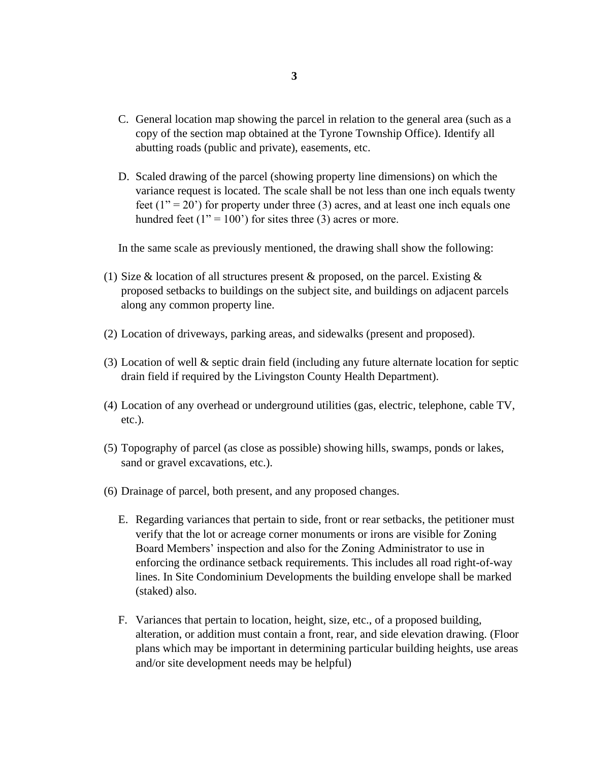C. General location map showing the parcel in relation to the general area (such as a copy of the section map obtained at the Tyrone Township Office). Identify all abutting roads (public and private), easements, etc.

D. Scaled drawing of the parcel (showing property line dimensions) on which the variance request is located. The scale shall be not less than one inch equals twenty feet (1" = 20') for property under three (3) acres, and at least one inch equals one hundred feet (1" = 100') for sites three (3) acres or more.

In the same scale as previously mentioned, the drawing shall show the following:

(1) Size & location of all structures present & proposed, on the parcel. Existing & proposed setbacks to buildings on the subject site, and buildings on adjacent parcels along any common property line.

(2) Location of driveways, parking areas, and sidewalks (present and proposed).

(3) Location of well & septic drain field (including any future alternate location for septic drain field if required by the Livingston County Health Department).

(4) Location of any overhead or underground utilities (gas, electric, telephone, cable TV, etc.).

(5) Topography of parcel (as close as possible) showing hills, swamps, ponds or lakes, sand or gravel excavations, etc.).

(6) Drainage of parcel, both present, and any proposed changes.

E. Regarding variances that pertain to side, front or rear setbacks, the petitioner must verify that the lot or acreage corner monuments or irons are visible for Zoning Board Members' inspection and also for the Zoning Administrator to use in enforcing the ordinance setback requirements. This includes all road right-of-way lines. In Site Condominium Developments the building envelope shall be marked (staked) also.

F. Variances that pertain to location, height, size, etc., of a proposed building, alteration, or addition must contain a front, rear, and side elevation drawing. (Floor plans which may be important in determining particular building heights, use areas and/or site development needs may be helpful)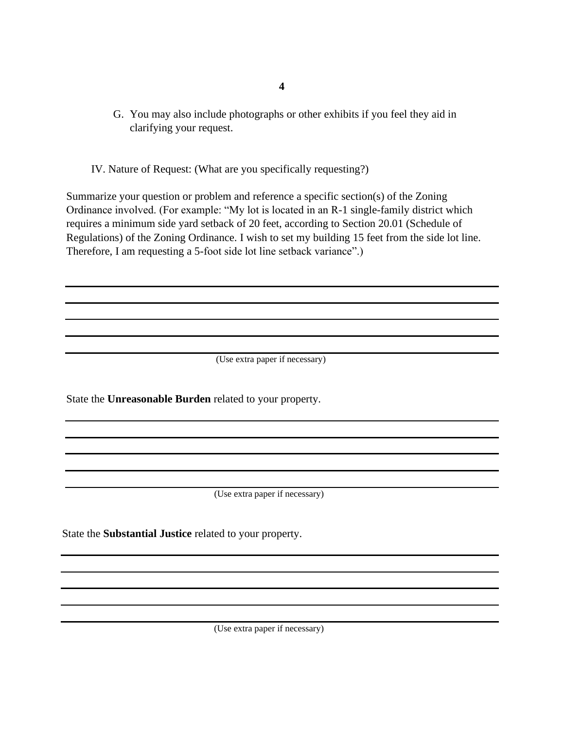G. You may also include photographs or other exhibits if you feel they aid in clarifying your request.

IV. Nature of Request: (What are you specifically requesting?)

Summarize your question or problem and reference a specific section(s) of the Zoning Ordinance involved. (For example: "My lot is located in an R-1 single-family district which requires a minimum side yard setback of 20 feet, according to Section 20.01 (Schedule of Regulations) of the Zoning Ordinance. I wish to set my building 15 feet from the side lot line. Therefore, I am requesting a 5-foot side lot line setback variance".)

\_\_\_\_\_\_\_\_\_\_\_\_\_\_\_\_\_\_\_\_\_\_\_\_\_\_\_\_\_\_\_\_\_\_\_\_\_\_\_\_\_\_\_\_\_\_\_\_\_\_\_\_\_\_\_\_\_\_\_\_\_\_\_\_\_\_\_\_\_\_\_\_\_\_\_\_

\_\_\_\_\_\_\_\_\_\_\_\_\_\_\_\_\_\_\_\_\_\_\_\_\_\_\_\_\_\_\_\_\_\_\_\_\_\_\_\_\_\_\_\_\_\_\_\_\_\_\_\_\_\_\_\_\_\_\_\_\_\_\_\_\_\_\_\_\_\_\_\_\_\_\_\_

\_\_\_\_\_\_\_\_\_\_\_\_\_\_\_\_\_\_\_\_\_\_\_\_\_\_\_\_\_\_\_\_\_\_\_\_\_\_\_\_\_\_\_\_\_\_\_\_\_\_\_\_\_\_\_\_\_\_\_\_\_\_\_\_\_\_\_\_\_\_\_\_\_\_\_\_

\_\_\_\_\_\_\_\_\_\_\_\_\_\_\_\_\_\_\_\_\_\_\_\_\_\_\_\_\_\_\_\_\_\_\_\_\_\_\_\_\_\_\_\_\_\_\_\_\_\_\_\_\_\_\_\_\_\_\_\_\_\_\_\_\_\_\_\_\_\_\_\_\_\_\_\_

\_\_\_\_\_\_\_\_\_\_\_\_\_\_\_\_\_\_\_\_\_\_\_\_\_\_\_\_\_\_\_\_\_\_\_\_\_\_\_\_\_\_\_\_\_\_\_\_\_\_\_\_\_\_\_\_\_\_\_\_\_\_\_\_\_\_\_\_\_\_\_\_\_\_\_\_

(Use extra paper if necessary)

State the **Unreasonable Burden** related to your property.

\_\_\_\_\_\_\_\_\_\_\_\_\_\_\_\_\_\_\_\_\_\_\_\_\_\_\_\_\_\_\_\_\_\_\_\_\_\_\_\_\_\_\_\_\_\_\_\_\_\_\_\_\_\_\_\_\_\_\_\_\_\_\_\_\_\_\_\_\_\_\_\_\_\_\_\_

\_\_\_\_\_\_\_\_\_\_\_\_\_\_\_\_\_\_\_\_\_\_\_\_\_\_\_\_\_\_\_\_\_\_\_\_\_\_\_\_\_\_\_\_\_\_\_\_\_\_\_\_\_\_\_\_\_\_\_\_\_\_\_\_\_\_\_\_\_\_\_\_\_\_\_\_

\_\_\_\_\_\_\_\_\_\_\_\_\_\_\_\_\_\_\_\_\_\_\_\_\_\_\_\_\_\_\_\_\_\_\_\_\_\_\_\_\_\_\_\_\_\_\_\_\_\_\_\_\_\_\_\_\_\_\_\_\_\_\_\_\_\_\_\_\_\_\_\_\_\_\_\_

\_\_\_\_\_\_\_\_\_\_\_\_\_\_\_\_\_\_\_\_\_\_\_\_\_\_\_\_\_\_\_\_\_\_\_\_\_\_\_\_\_\_\_\_\_\_\_\_\_\_\_\_\_\_\_\_\_\_\_\_\_\_\_\_\_\_\_\_\_\_\_\_\_\_\_\_

\_\_\_\_\_\_\_\_\_\_\_\_\_\_\_\_\_\_\_\_\_\_\_\_\_\_\_\_\_\_\_\_\_\_\_\_\_\_\_\_\_\_\_\_\_\_\_\_\_\_\_\_\_\_\_\_\_\_\_\_\_\_\_\_\_\_\_\_\_\_\_\_\_\_\_\_

(Use extra paper if necessary)

State the **Substantial Justice** related to your property.

\_\_\_\_\_\_\_\_\_\_\_\_\_\_\_\_\_\_\_\_\_\_\_\_\_\_\_\_\_\_\_\_\_\_\_\_\_\_\_\_\_\_\_\_\_\_\_\_\_\_\_\_\_\_\_\_\_\_\_\_\_\_\_\_\_\_\_\_\_\_\_\_\_\_\_\_

\_\_\_\_\_\_\_\_\_\_\_\_\_\_\_\_\_\_\_\_\_\_\_\_\_\_\_\_\_\_\_\_\_\_\_\_\_\_\_\_\_\_\_\_\_\_\_\_\_\_\_\_\_\_\_\_\_\_\_\_\_\_\_\_\_\_\_\_\_\_\_\_\_\_\_\_

\_\_\_\_\_\_\_\_\_\_\_\_\_\_\_\_\_\_\_\_\_\_\_\_\_\_\_\_\_\_\_\_\_\_\_\_\_\_\_\_\_\_\_\_\_\_\_\_\_\_\_\_\_\_\_\_\_\_\_\_\_\_\_\_\_\_\_\_\_\_\_\_\_\_\_\_

\_\_\_\_\_\_\_\_\_\_\_\_\_\_\_\_\_\_\_\_\_\_\_\_\_\_\_\_\_\_\_\_\_\_\_\_\_\_\_\_\_\_\_\_\_\_\_\_\_\_\_\_\_\_\_\_\_\_\_\_\_\_\_\_\_\_\_\_\_\_\_\_\_\_\_\_

\_\_\_\_\_\_\_\_\_\_\_\_\_\_\_\_\_\_\_\_\_\_\_\_\_\_\_\_\_\_\_\_\_\_\_\_\_\_\_\_\_\_\_\_\_\_\_\_\_\_\_\_\_\_\_\_\_\_\_\_\_\_\_\_\_\_\_\_\_\_\_\_\_\_\_\_

(Use extra paper if necessary)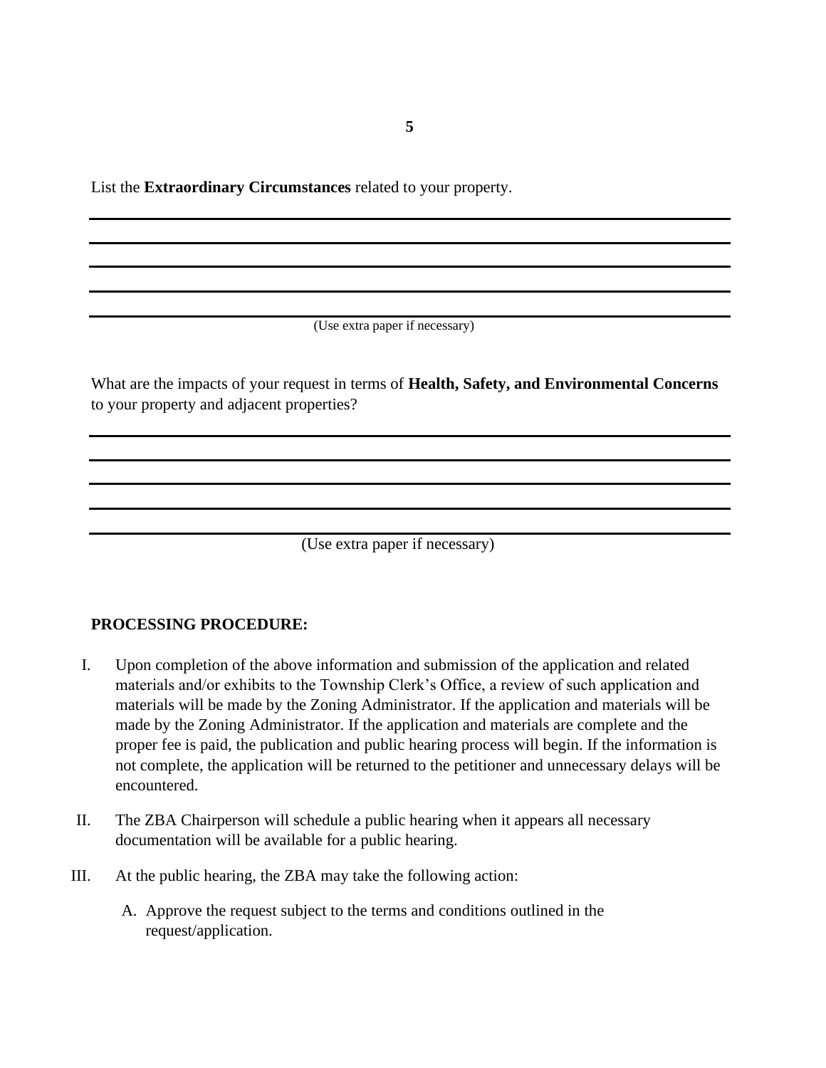List the **Extraordinary Circumstances** related to your property.

_______________________________________________________________________________

_______________________________________________________________________________

_______________________________________________________________________________

_______________________________________________________________________________

_______________________________________________________________________________

(Use extra paper if necessary)

What are the impacts of your request in terms of **Health, Safety, and Environmental Concerns** to your property and adjacent properties?

_______________________________________________________________________________

_______________________________________________________________________________

_______________________________________________________________________________

_______________________________________________________________________________

_______________________________________________________________________________

(Use extra paper if necessary)

**PROCESSING PROCEDURE:**

I. Upon completion of the above information and submission of the application and related materials and/or exhibits to the Township Clerk's Office, a review of such application and materials will be made by the Zoning Administrator. If the application and materials will be made by the Zoning Administrator. If the application and materials are complete and the proper fee is paid, the publication and public hearing process will begin. If the information is not complete, the application will be returned to the petitioner and unnecessary delays will be encountered.

II. The ZBA Chairperson will schedule a public hearing when it appears all necessary documentation will be available for a public hearing.

III. At the public hearing, the ZBA may take the following action:

   A. Approve the request subject to the terms and conditions outlined in the request/application.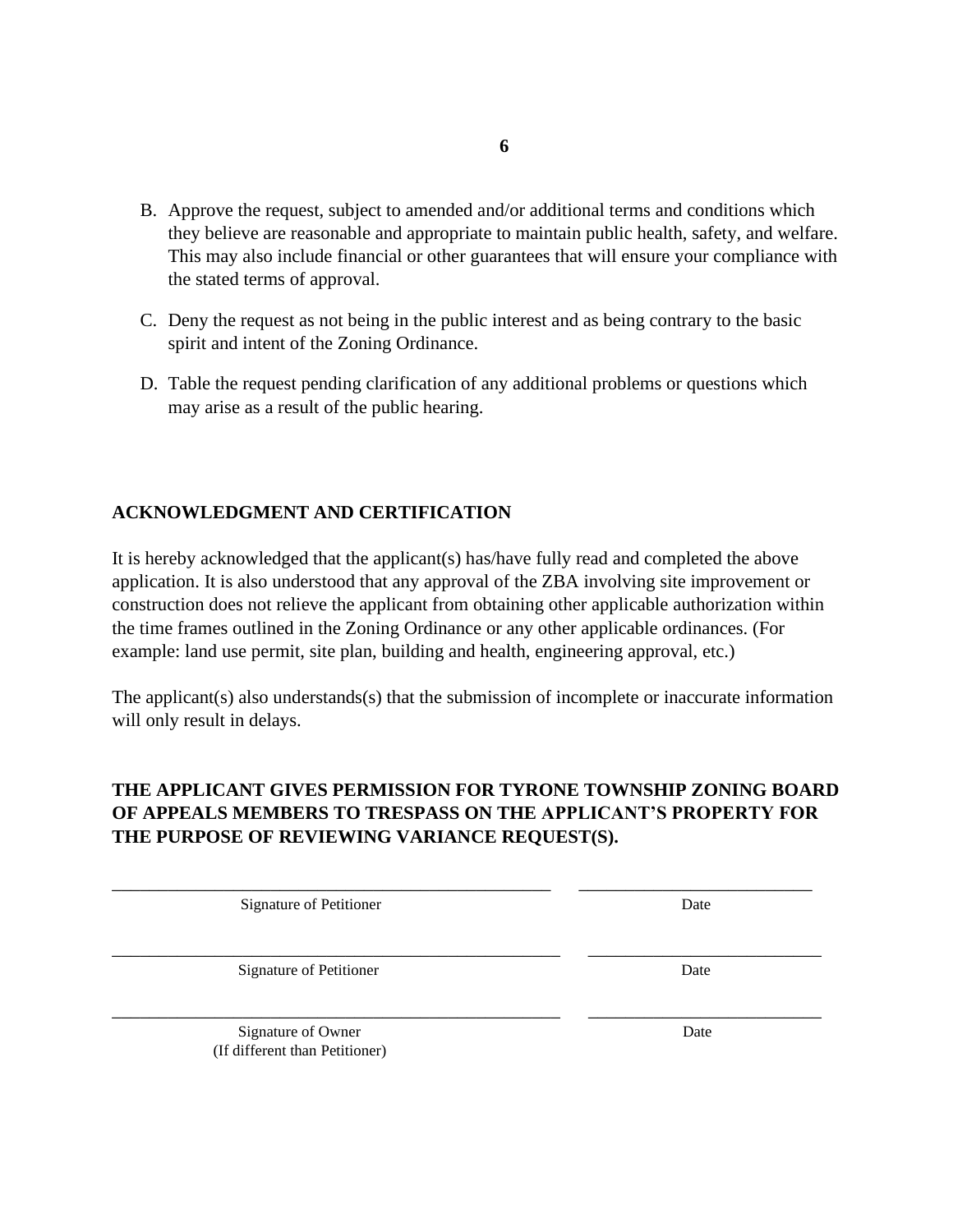B. Approve the request, subject to amended and/or additional terms and conditions which they believe are reasonable and appropriate to maintain public health, safety, and welfare. This may also include financial or other guarantees that will ensure your compliance with the stated terms of approval.

C. Deny the request as not being in the public interest and as being contrary to the basic spirit and intent of the Zoning Ordinance.

D. Table the request pending clarification of any additional problems or questions which may arise as a result of the public hearing.

## ACKNOWLEDGMENT AND CERTIFICATION

It is hereby acknowledged that the applicant(s) has/have fully read and completed the above application. It is also understood that any approval of the ZBA involving site improvement or construction does not relieve the applicant from obtaining other applicable authorization within the time frames outlined in the Zoning Ordinance or any other applicable ordinances. (For example: land use permit, site plan, building and health, engineering approval, etc.)

The applicant(s) also understands(s) that the submission of incomplete or inaccurate information will only result in delays.

**THE APPLICANT GIVES PERMISSION FOR TYRONE TOWNSHIP ZONING BOARD OF APPEALS MEMBERS TO TRESPASS ON THE APPLICANT'S PROPERTY FOR THE PURPOSE OF REVIEWING VARIANCE REQUEST(S).**

_____________________________________________ ________________________
Signature of Petitioner Date

_____________________________________________ ________________________
Signature of Petitioner Date

_____________________________________________ ________________________
Signature of Owner (If different than Petitioner) Date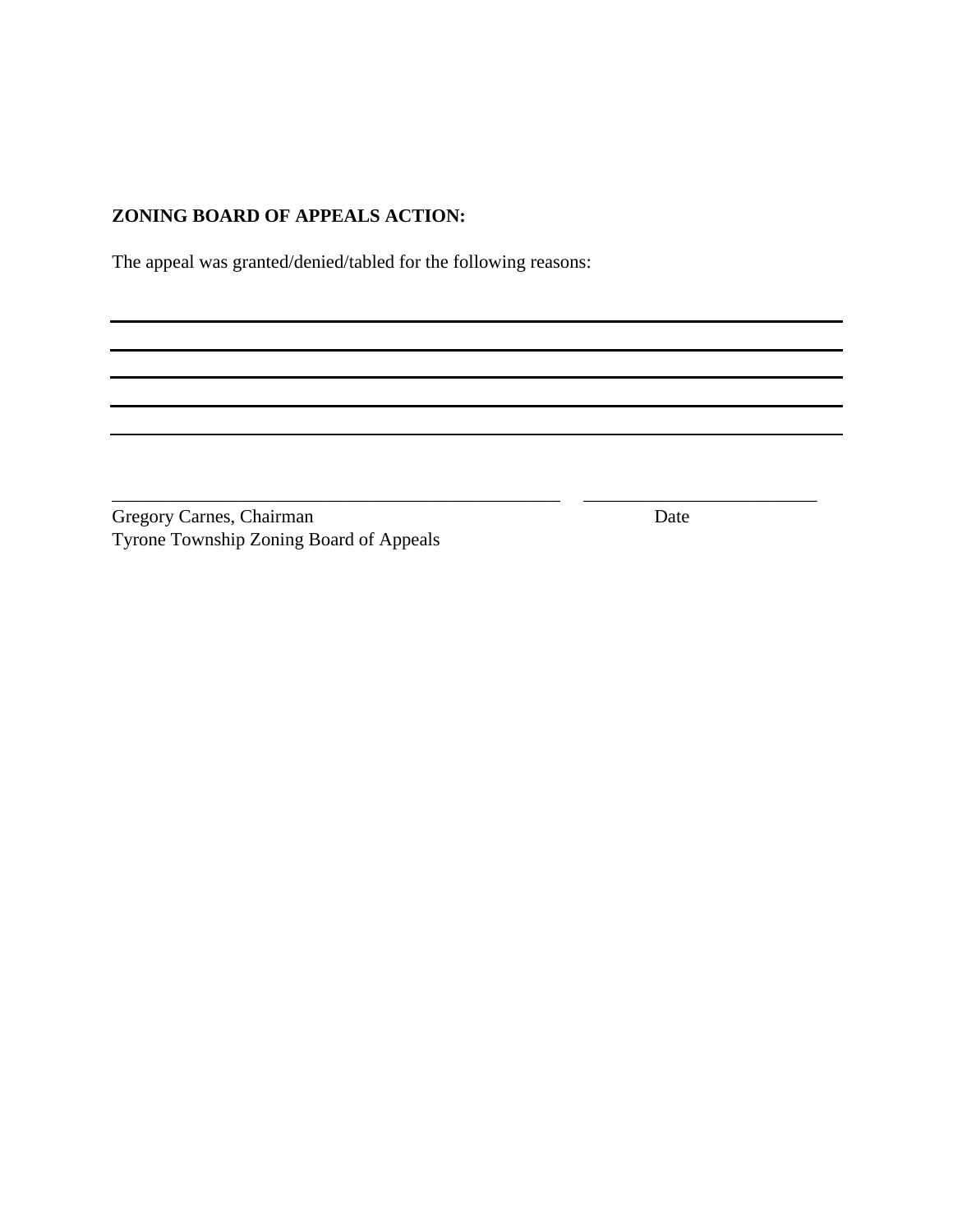**ZONING BOARD OF APPEALS ACTION:**

The appeal was granted/denied/tabled for the following reasons:

_______________________________________________________________________________

_______________________________________________________________________________

_______________________________________________________________________________

_______________________________________________________________________________

_______________________________________________________________________________

_______________________________________________ _________________________

Gregory Carnes, Chairman Date

Tyrone Township Zoning Board of Appeals